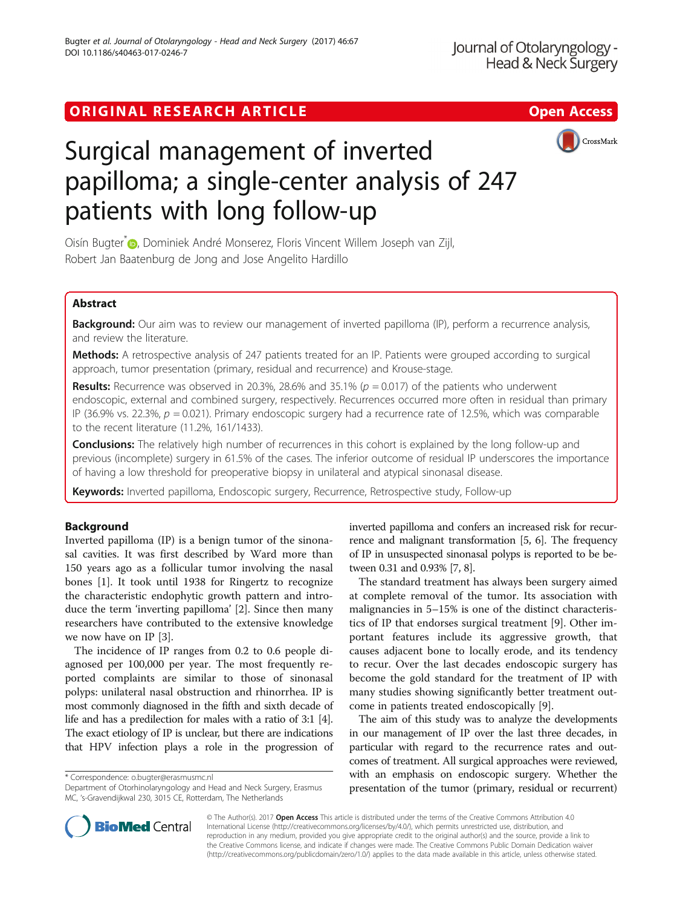ORIGINAL RESEARCH ARTICLE Open Access

# Surgical management of inverted papilloma; a single-center analysis of 247 patients with long follow-up

Oisín Bugter*, Dominiek André Monserez, Floris Vincent Willem Joseph van Zijl, Robert Jan Baatenburg de Jong and Jose Angelito Hardillo

## Abstract

**Background:** Our aim was to review our management of inverted papilloma (IP), perform a recurrence analysis, and review the literature.

**Methods:** A retrospective analysis of 247 patients treated for an IP. Patients were grouped according to surgical approach, tumor presentation (primary, residual and recurrence) and Krouse-stage.

**Results:** Recurrence was observed in 20.3%, 28.6% and 35.1% ($p = 0.017$) of the patients who underwent endoscopic, external and combined surgery, respectively. Recurrences occurred more often in residual than primary IP (36.9% vs. 22.3%, $p = 0.021$). Primary endoscopic surgery had a recurrence rate of 12.5%, which was comparable to the recent literature (11.2%, 161/1433).

**Conclusions:** The relatively high number of recurrences in this cohort is explained by the long follow-up and previous (incomplete) surgery in 61.5% of the cases. The inferior outcome of residual IP underscores the importance of having a low threshold for preoperative biopsy in unilateral and atypical sinonasal disease.

**Keywords:** Inverted papilloma, Endoscopic surgery, Recurrence, Retrospective study, Follow-up

## Background

Inverted papilloma (IP) is a benign tumor of the sinonasal cavities. It was first described by Ward more than 150 years ago as a follicular tumor involving the nasal bones [1]. It took until 1938 for Ringertz to recognize the characteristic endophytic growth pattern and introduce the term 'inverting papilloma' [2]. Since then many researchers have contributed to the extensive knowledge we now have on IP [3].

The incidence of IP ranges from 0.2 to 0.6 people diagnosed per 100,000 per year. The most frequently reported complaints are similar to those of sinonasal polyps: unilateral nasal obstruction and rhinorrhea. IP is most commonly diagnosed in the fifth and sixth decade of life and has a predilection for males with a ratio of 3:1 [4]. The exact etiology of IP is unclear, but there are indications that HPV infection plays a role in the progression of inverted papilloma and confers an increased risk for recurrence and malignant transformation [5, 6]. The frequency of IP in unsuspected sinonasal polyps is reported to be between 0.31 and 0.93% [7, 8].

The standard treatment has always been surgery aimed at complete removal of the tumor. Its association with malignancies in 5–15% is one of the distinct characteristics of IP that endorses surgical treatment [9]. Other important features include its aggressive growth, that causes adjacent bone to locally erode, and its tendency to recur. Over the last decades endoscopic surgery has become the gold standard for the treatment of IP with many studies showing significantly better treatment outcome in patients treated endoscopically [9].

The aim of this study was to analyze the developments in our management of IP over the last three decades, in particular with regard to the recurrence rates and outcomes of treatment. All surgical approaches were reviewed, with an emphasis on endoscopic surgery. Whether the presentation of the tumor (primary, residual or recurrent)

\* Correspondence: o.bugter@erasmusmc.nl
Department of Otorhinolaryngology and Head and Neck Surgery, Erasmus MC, 's-Gravendijkwal 230, 3015 CE, Rotterdam, The Netherlands

© The Author(s). 2017 **Open Access** This article is distributed under the terms of the Creative Commons Attribution 4.0 International License (http://creativecommons.org/licenses/by/4.0/), which permits unrestricted use, distribution, and reproduction in any medium, provided you give appropriate credit to the original author(s) and the source, provide a link to the Creative Commons license, and indicate if changes were made. The Creative Commons Public Domain Dedication waiver (http://creativecommons.org/publicdomain/zero/1.0/) applies to the data made available in this article, unless otherwise stated.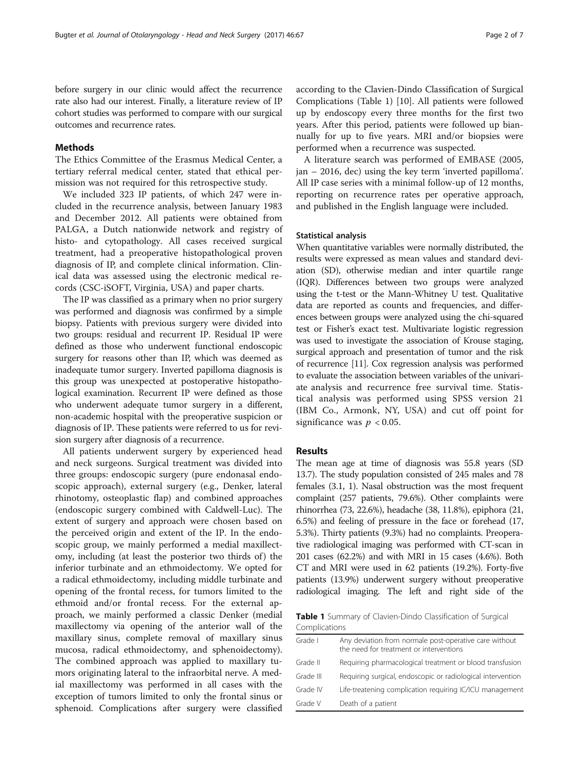before surgery in our clinic would affect the recurrence rate also had our interest. Finally, a literature review of IP cohort studies was performed to compare with our surgical outcomes and recurrence rates.

## Methods

The Ethics Committee of the Erasmus Medical Center, a tertiary referral medical center, stated that ethical permission was not required for this retrospective study.

We included 323 IP patients, of which 247 were included in the recurrence analysis, between January 1983 and December 2012. All patients were obtained from PALGA, a Dutch nationwide network and registry of histo- and cytopathology. All cases received surgical treatment, had a preoperative histopathological proven diagnosis of IP, and complete clinical information. Clinical data was assessed using the electronic medical records (CSC-iSOFT, Virginia, USA) and paper charts.

The IP was classified as a primary when no prior surgery was performed and diagnosis was confirmed by a simple biopsy. Patients with previous surgery were divided into two groups: residual and recurrent IP. Residual IP were defined as those who underwent functional endoscopic surgery for reasons other than IP, which was deemed as inadequate tumor surgery. Inverted papilloma diagnosis is this group was unexpected at postoperative histopathological examination. Recurrent IP were defined as those who underwent adequate tumor surgery in a different, non-academic hospital with the preoperative suspicion or diagnosis of IP. These patients were referred to us for revision surgery after diagnosis of a recurrence.

All patients underwent surgery by experienced head and neck surgeons. Surgical treatment was divided into three groups: endoscopic surgery (pure endonasal endoscopic approach), external surgery (e.g., Denker, lateral rhinotomy, osteoplastic flap) and combined approaches (endoscopic surgery combined with Caldwell-Luc). The extent of surgery and approach were chosen based on the perceived origin and extent of the IP. In the endoscopic group, we mainly performed a medial maxillectomy, including (at least the posterior two thirds of) the inferior turbinate and an ethmoidectomy. We opted for a radical ethmoidectomy, including middle turbinate and opening of the frontal recess, for tumors limited to the ethmoid and/or frontal recess. For the external approach, we mainly performed a classic Denker (medial maxillectomy via opening of the anterior wall of the maxillary sinus, complete removal of maxillary sinus mucosa, radical ethmoidectomy, and sphenoidectomy). The combined approach was applied to maxillary tumors originating lateral to the infraorbital nerve. A medial maxillectomy was performed in all cases with the exception of tumors limited to only the frontal sinus or sphenoid. Complications after surgery were classified according to the Clavien-Dindo Classification of Surgical Complications (Table 1) [10]. All patients were followed up by endoscopy every three months for the first two years. After this period, patients were followed up biannually for up to five years. MRI and/or biopsies were performed when a recurrence was suspected.

A literature search was performed of EMBASE (2005, jan – 2016, dec) using the key term 'inverted papilloma'. All IP case series with a minimal follow-up of 12 months, reporting on recurrence rates per operative approach, and published in the English language were included.

### Statistical analysis

When quantitative variables were normally distributed, the results were expressed as mean values and standard deviation (SD), otherwise median and inter quartile range (IQR). Differences between two groups were analyzed using the t-test or the Mann-Whitney U test. Qualitative data are reported as counts and frequencies, and differences between groups were analyzed using the chi-squared test or Fisher's exact test. Multivariate logistic regression was used to investigate the association of Krouse staging, surgical approach and presentation of tumor and the risk of recurrence [11]. Cox regression analysis was performed to evaluate the association between variables of the univariate analysis and recurrence free survival time. Statistical analysis was performed using SPSS version 21 (IBM Co., Armonk, NY, USA) and cut off point for significance was $p < 0.05$.

## Results

The mean age at time of diagnosis was 55.8 years (SD 13.7). The study population consisted of 245 males and 78 females (3.1, 1). Nasal obstruction was the most frequent complaint (257 patients, 79.6%). Other complaints were rhinorrhea (73, 22.6%), headache (38, 11.8%), epiphora (21, 6.5%) and feeling of pressure in the face or forehead (17, 5.3%). Thirty patients (9.3%) had no complaints. Preoperative radiological imaging was performed with CT-scan in 201 cases (62.2%) and with MRI in 15 cases (4.6%). Both CT and MRI were used in 62 patients (19.2%). Forty-five patients (13.9%) underwent surgery without preoperative radiological imaging. The left and right side of the

**Table 1** Summary of Clavien-Dindo Classification of Surgical Complications

| | |
|---|---|
| Grade I | Any deviation from normale post-operative care without the need for treatment or interventions |
| Grade II | Requiring pharmacological treatment or blood transfusion |
| Grade III | Requiring surgical, endoscopic or radiological intervention |
| Grade IV | Life-treatening complication requiring IC/ICU management |
| Grade V | Death of a patient |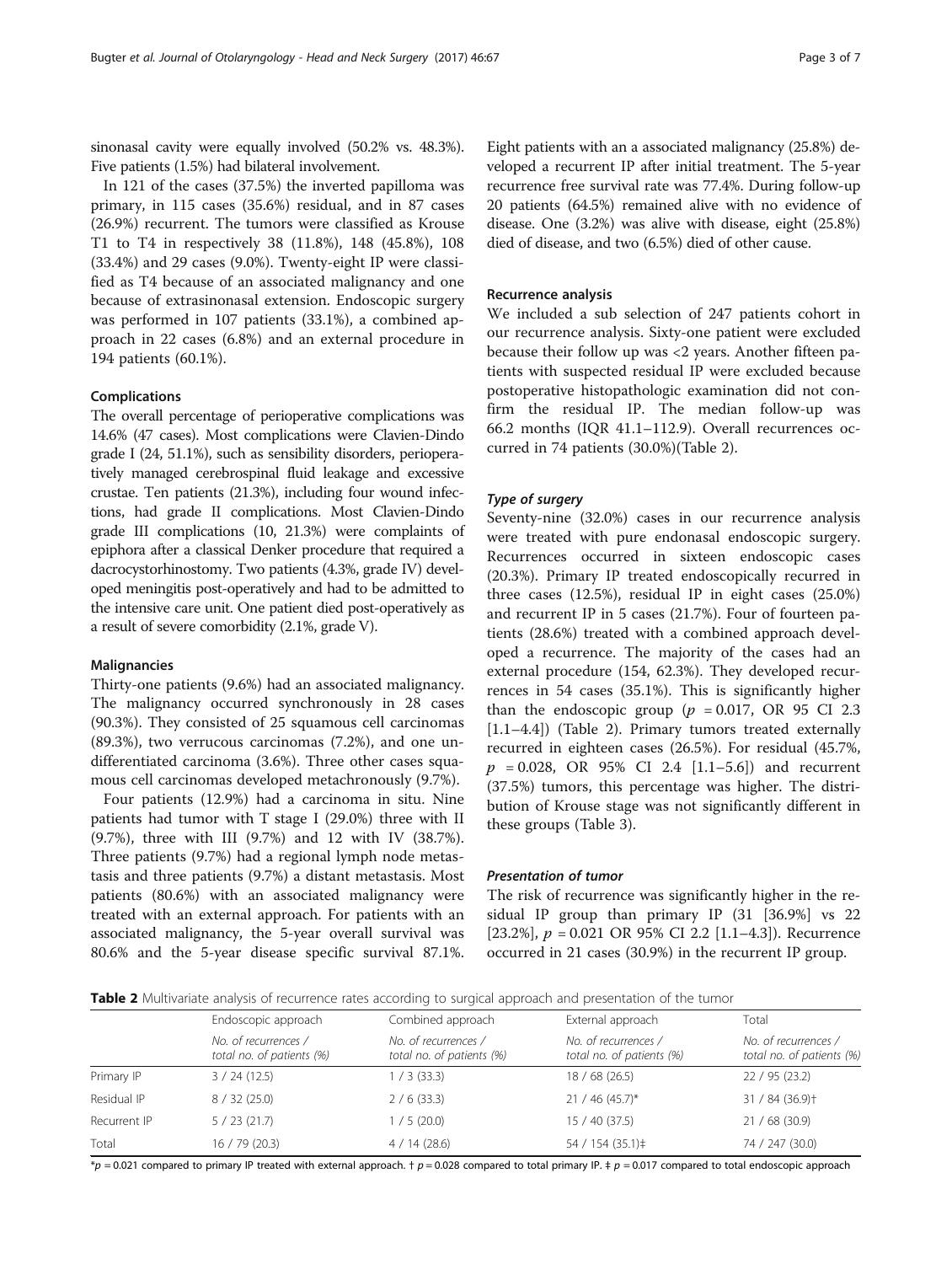sinonasal cavity were equally involved (50.2% vs. 48.3%). Five patients (1.5%) had bilateral involvement.

In 121 of the cases (37.5%) the inverted papilloma was primary, in 115 cases (35.6%) residual, and in 87 cases (26.9%) recurrent. The tumors were classified as Krouse T1 to T4 in respectively 38 (11.8%), 148 (45.8%), 108 (33.4%) and 29 cases (9.0%). Twenty-eight IP were classified as T4 because of an associated malignancy and one because of extrasinonasal extension. Endoscopic surgery was performed in 107 patients (33.1%), a combined approach in 22 cases (6.8%) and an external procedure in 194 patients (60.1%).

### Complications

The overall percentage of perioperative complications was 14.6% (47 cases). Most complications were Clavien-Dindo grade I (24, 51.1%), such as sensibility disorders, perioperatively managed cerebrospinal fluid leakage and excessive crustae. Ten patients (21.3%), including four wound infections, had grade II complications. Most Clavien-Dindo grade III complications (10, 21.3%) were complaints of epiphora after a classical Denker procedure that required a dacrocystorhinostomy. Two patients (4.3%, grade IV) developed meningitis post-operatively and had to be admitted to the intensive care unit. One patient died post-operatively as a result of severe comorbidity (2.1%, grade V).

### Malignancies

Thirty-one patients (9.6%) had an associated malignancy. The malignancy occurred synchronously in 28 cases (90.3%). They consisted of 25 squamous cell carcinomas (89.3%), two verrucous carcinomas (7.2%), and one undifferentiated carcinoma (3.6%). Three other cases squamous cell carcinomas developed metachronously (9.7%).

Four patients (12.9%) had a carcinoma in situ. Nine patients had tumor with T stage I (29.0%) three with II (9.7%), three with III (9.7%) and 12 with IV (38.7%). Three patients (9.7%) had a regional lymph node metastasis and three patients (9.7%) a distant metastasis. Most patients (80.6%) with an associated malignancy were treated with an external approach. For patients with an associated malignancy, the 5-year overall survival was 80.6% and the 5-year disease specific survival 87.1%. Eight patients with an a associated malignancy (25.8%) developed a recurrent IP after initial treatment. The 5-year recurrence free survival rate was 77.4%. During follow-up 20 patients (64.5%) remained alive with no evidence of disease. One (3.2%) was alive with disease, eight (25.8%) died of disease, and two (6.5%) died of other cause.

### Recurrence analysis

We included a sub selection of 247 patients cohort in our recurrence analysis. Sixty-one patient were excluded because their follow up was <2 years. Another fifteen patients with suspected residual IP were excluded because postoperative histopathologic examination did not confirm the residual IP. The median follow-up was 66.2 months (IQR 41.1–112.9). Overall recurrences occurred in 74 patients (30.0%)(Table 2).

#### *Type of surgery*

Seventy-nine (32.0%) cases in our recurrence analysis were treated with pure endonasal endoscopic surgery. Recurrences occurred in sixteen endoscopic cases (20.3%). Primary IP treated endoscopically recurred in three cases (12.5%), residual IP in eight cases (25.0%) and recurrent IP in 5 cases (21.7%). Four of fourteen patients (28.6%) treated with a combined approach developed a recurrence. The majority of the cases had an external procedure (154, 62.3%). They developed recurrences in 54 cases (35.1%). This is significantly higher than the endoscopic group ($p$ = 0.017, OR 95 CI 2.3 [1.1–4.4]) (Table 2). Primary tumors treated externally recurred in eighteen cases (26.5%). For residual (45.7%, $p$ = 0.028, OR 95% CI 2.4 [1.1–5.6]) and recurrent (37.5%) tumors, this percentage was higher. The distribution of Krouse stage was not significantly different in these groups (Table 3).

#### *Presentation of tumor*

The risk of recurrence was significantly higher in the residual IP group than primary IP (31 [36.9%] vs 22 [23.2%], $p$ = 0.021 OR 95% CI 2.2 [1.1–4.3]). Recurrence occurred in 21 cases (30.9%) in the recurrent IP group.

**Table 2** Multivariate analysis of recurrence rates according to surgical approach and presentation of the tumor

| | Endoscopic approach | Combined approach | External approach | Total |
|---|---|---|---|---|
| | *No. of recurrences / total no. of patients (%)* | *No. of recurrences / total no. of patients (%)* | *No. of recurrences / total no. of patients (%)* | *No. of recurrences / total no. of patients (%)* |
| Primary IP | 3 / 24 (12.5) | 1 / 3 (33.3) | 18 / 68 (26.5) | 22 / 95 (23.2) |
| Residual IP | 8 / 32 (25.0) | 2 / 6 (33.3) | 21 / 46 (45.7)* | 31 / 84 (36.9)† |
| Recurrent IP | 5 / 23 (21.7) | 1 / 5 (20.0) | 15 / 40 (37.5) | 21 / 68 (30.9) |
| Total | 16 / 79 (20.3) | 4 / 14 (28.6) | 54 / 154 (35.1)‡ | 74 / 247 (30.0) |

*$p$ = 0.021 compared to primary IP treated with external approach. † $p$ = 0.028 compared to total primary IP. ‡ $p$ = 0.017 compared to total endoscopic approach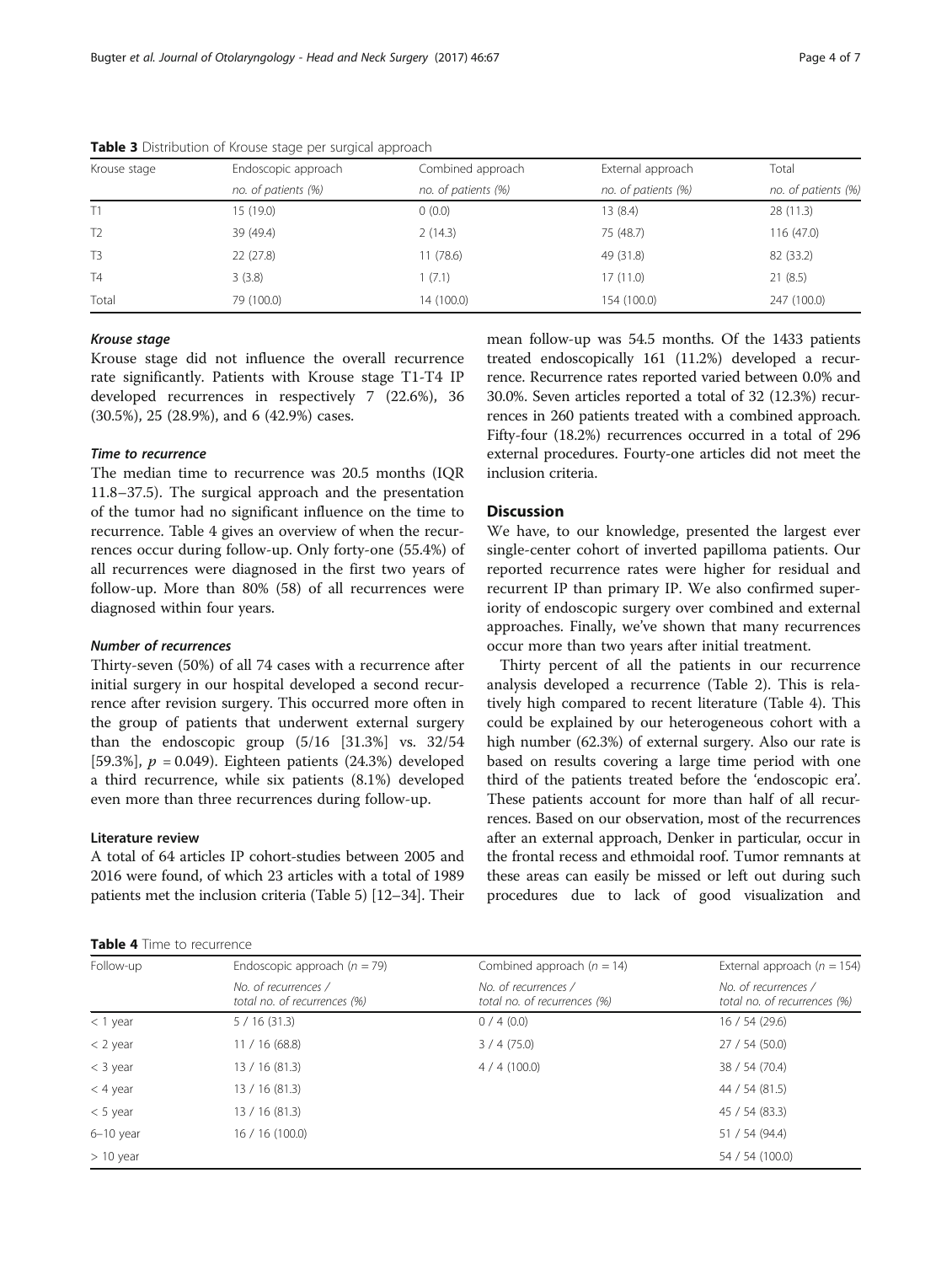**Table 3** Distribution of Krouse stage per surgical approach

| Krouse stage | Endoscopic approach | Combined approach | External approach | Total |
|---|---|---|---|---|
| | no. of patients (%) | no. of patients (%) | no. of patients (%) | no. of patients (%) |
| T1 | 15 (19.0) | 0 (0.0) | 13 (8.4) | 28 (11.3) |
| T2 | 39 (49.4) | 2 (14.3) | 75 (48.7) | 116 (47.0) |
| T3 | 22 (27.8) | 11 (78.6) | 49 (31.8) | 82 (33.2) |
| T4 | 3 (3.8) | 1 (7.1) | 17 (11.0) | 21 (8.5) |
| Total | 79 (100.0) | 14 (100.0) | 154 (100.0) | 247 (100.0) |

#### *Krouse stage*

Krouse stage did not influence the overall recurrence rate significantly. Patients with Krouse stage T1-T4 IP developed recurrences in respectively 7 (22.6%), 36 (30.5%), 25 (28.9%), and 6 (42.9%) cases.

#### *Time to recurrence*

The median time to recurrence was 20.5 months (IQR 11.8–37.5). The surgical approach and the presentation of the tumor had no significant influence on the time to recurrence. Table 4 gives an overview of when the recurrences occur during follow-up. Only forty-one (55.4%) of all recurrences were diagnosed in the first two years of follow-up. More than 80% (58) of all recurrences were diagnosed within four years.

#### *Number of recurrences*

Thirty-seven (50%) of all 74 cases with a recurrence after initial surgery in our hospital developed a second recurrence after revision surgery. This occurred more often in the group of patients that underwent external surgery than the endoscopic group (5/16 [31.3%] vs. 32/54 [59.3%], $p = 0.049$). Eighteen patients (24.3%) developed a third recurrence, while six patients (8.1%) developed even more than three recurrences during follow-up.

### Literature review

A total of 64 articles IP cohort-studies between 2005 and 2016 were found, of which 23 articles with a total of 1989 patients met the inclusion criteria (Table 5) [12–34]. Their mean follow-up was 54.5 months. Of the 1433 patients treated endoscopically 161 (11.2%) developed a recurrence. Recurrence rates reported varied between 0.0% and 30.0%. Seven articles reported a total of 32 (12.3%) recurrences in 260 patients treated with a combined approach. Fifty-four (18.2%) recurrences occurred in a total of 296 external procedures. Fourty-one articles did not meet the inclusion criteria.

## Discussion

We have, to our knowledge, presented the largest ever single-center cohort of inverted papilloma patients. Our reported recurrence rates were higher for residual and recurrent IP than primary IP. We also confirmed superiority of endoscopic surgery over combined and external approaches. Finally, we've shown that many recurrences occur more than two years after initial treatment.

Thirty percent of all the patients in our recurrence analysis developed a recurrence (Table 2). This is relatively high compared to recent literature (Table 4). This could be explained by our heterogeneous cohort with a high number (62.3%) of external surgery. Also our rate is based on results covering a large time period with one third of the patients treated before the 'endoscopic era'. These patients account for more than half of all recurrences. Based on our observation, most of the recurrences after an external approach, Denker in particular, occur in the frontal recess and ethmoidal roof. Tumor remnants at these areas can easily be missed or left out during such procedures due to lack of good visualization and

**Table 4** Time to recurrence

| Follow-up | Endoscopic approach ($n = 79$) | Combined approach ($n = 14$) | External approach ($n = 154$) |
|---|---|---|---|
| | No. of recurrences / total no. of recurrences (%) | No. of recurrences / total no. of recurrences (%) | No. of recurrences / total no. of recurrences (%) |
| < 1 year | 5 / 16 (31.3) | 0 / 4 (0.0) | 16 / 54 (29.6) |
| < 2 year | 11 / 16 (68.8) | 3 / 4 (75.0) | 27 / 54 (50.0) |
| < 3 year | 13 / 16 (81.3) | 4 / 4 (100.0) | 38 / 54 (70.4) |
| < 4 year | 13 / 16 (81.3) | | 44 / 54 (81.5) |
| < 5 year | 13 / 16 (81.3) | | 45 / 54 (83.3) |
| 6–10 year | 16 / 16 (100.0) | | 51 / 54 (94.4) |
| > 10 year | | | 54 / 54 (100.0) |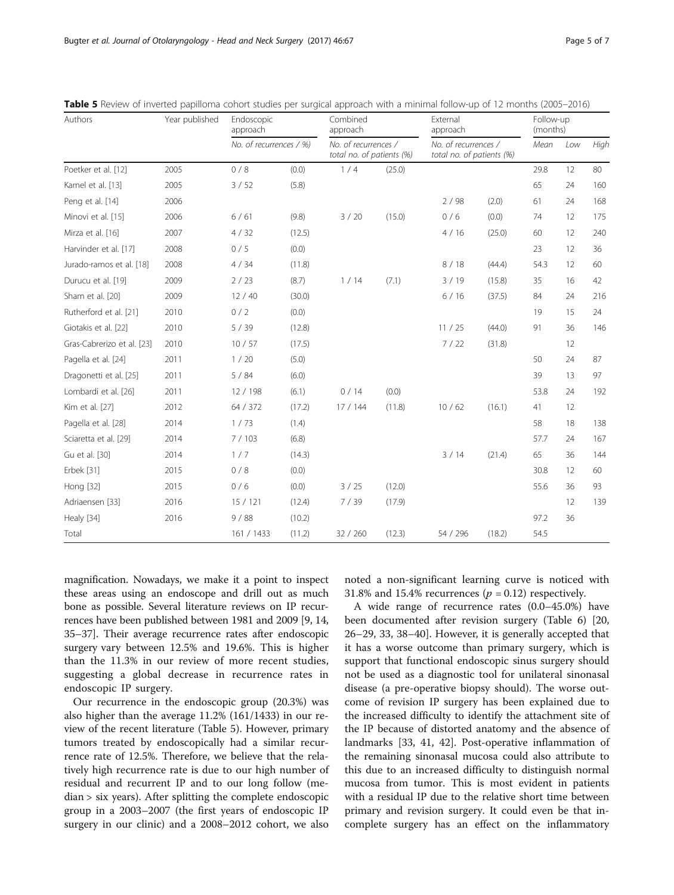**Table 5** Review of inverted papilloma cohort studies per surgical approach with a minimal follow-up of 12 months (2005–2016)

| Authors | Year published | Endoscopic approach | | Combined approach | | External approach | | Follow-up (months) | | |
|---|---|---|---|---|---|---|---|---|---|---|
| | | No. of recurrences / %) | | No. of recurrences / total no. of patients (%) | | No. of recurrences / total no. of patients (%) | | Mean | Low | High |
| Poetker et al. [12] | 2005 | 0 / 8 | (0.0) | 1 / 4 | (25.0) | | | 29.8 | 12 | 80 |
| Kamel et al. [13] | 2005 | 3 / 52 | (5.8) | | | | | 65 | 24 | 160 |
| Peng et al. [14] | 2006 | | | | | 2 / 98 | (2.0) | 61 | 24 | 168 |
| Minovi et al. [15] | 2006 | 6 / 61 | (9.8) | 3 / 20 | (15.0) | 0 / 6 | (0.0) | 74 | 12 | 175 |
| Mirza et al. [16] | 2007 | 4 / 32 | (12.5) | | | 4 / 16 | (25.0) | 60 | 12 | 240 |
| Harvinder et al. [17] | 2008 | 0 / 5 | (0.0) | | | | | 23 | 12 | 36 |
| Jurado-ramos et al. [18] | 2008 | 4 / 34 | (11.8) | | | 8 / 18 | (44.4) | 54.3 | 12 | 60 |
| Durucu et al. [19] | 2009 | 2 / 23 | (8.7) | 1 / 14 | (7.1) | 3 / 19 | (15.8) | 35 | 16 | 42 |
| Sham et al. [20] | 2009 | 12 / 40 | (30.0) | | | 6 / 16 | (37.5) | 84 | 24 | 216 |
| Rutherford et al. [21] | 2010 | 0 / 2 | (0.0) | | | | | 19 | 15 | 24 |
| Giotakis et al. [22] | 2010 | 5 / 39 | (12.8) | | | 11 / 25 | (44.0) | 91 | 36 | 146 |
| Gras-Cabrerizo et al. [23] | 2010 | 10 / 57 | (17.5) | | | 7 / 22 | (31.8) | | 12 | |
| Pagella et al. [24] | 2011 | 1 / 20 | (5.0) | | | | | 50 | 24 | 87 |
| Dragonetti et al. [25] | 2011 | 5 / 84 | (6.0) | | | | | 39 | 13 | 97 |
| Lombardi et al. [26] | 2011 | 12 / 198 | (6.1) | 0 / 14 | (0.0) | | | 53.8 | 24 | 192 |
| Kim et al. [27] | 2012 | 64 / 372 | (17.2) | 17 / 144 | (11.8) | 10 / 62 | (16.1) | 41 | 12 | |
| Pagella et al. [28] | 2014 | 1 / 73 | (1.4) | | | | | 58 | 18 | 138 |
| Sciaretta et al. [29] | 2014 | 7 / 103 | (6.8) | | | | | 57.7 | 24 | 167 |
| Gu et al. [30] | 2014 | 1 / 7 | (14.3) | | | 3 / 14 | (21.4) | 65 | 36 | 144 |
| Erbek [31] | 2015 | 0 / 8 | (0.0) | | | | | 30.8 | 12 | 60 |
| Hong [32] | 2015 | 0 / 6 | (0.0) | 3 / 25 | (12.0) | | | 55.6 | 36 | 93 |
| Adriaensen [33] | 2016 | 15 / 121 | (12.4) | 7 / 39 | (17.9) | | | | 12 | 139 |
| Healy [34] | 2016 | 9 / 88 | (10.2) | | | | | 97.2 | 36 | |
| Total | | 161 / 1433 | (11.2) | 32 / 260 | (12.3) | 54 / 296 | (18.2) | 54.5 | | |

magnification. Nowadays, we make it a point to inspect these areas using an endoscope and drill out as much bone as possible. Several literature reviews on IP recurrences have been published between 1981 and 2009 [9, 14, 35–37]. Their average recurrence rates after endoscopic surgery vary between 12.5% and 19.6%. This is higher than the 11.3% in our review of more recent studies, suggesting a global decrease in recurrence rates in endoscopic IP surgery.

Our recurrence in the endoscopic group (20.3%) was also higher than the average 11.2% (161/1433) in our review of the recent literature (Table 5). However, primary tumors treated by endoscopically had a similar recurrence rate of 12.5%. Therefore, we believe that the relatively high recurrence rate is due to our high number of residual and recurrent IP and to our long follow (median > six years). After splitting the complete endoscopic group in a 2003–2007 (the first years of endoscopic IP surgery in our clinic) and a 2008–2012 cohort, we also noted a non-significant learning curve is noticed with 31.8% and 15.4% recurrences ($p = 0.12$) respectively.

A wide range of recurrence rates (0.0–45.0%) have been documented after revision surgery (Table 6) [20, 26–29, 33, 38–40]. However, it is generally accepted that it has a worse outcome than primary surgery, which is support that functional endoscopic sinus surgery should not be used as a diagnostic tool for unilateral sinonasal disease (a pre-operative biopsy should). The worse outcome of revision IP surgery has been explained due to the increased difficulty to identify the attachment site of the IP because of distorted anatomy and the absence of landmarks [33, 41, 42]. Post-operative inflammation of the remaining sinonasal mucosa could also attribute to this due to an increased difficulty to distinguish normal mucosa from tumor. This is most evident in patients with a residual IP due to the relative short time between primary and revision surgery. It could even be that incomplete surgery has an effect on the inflammatory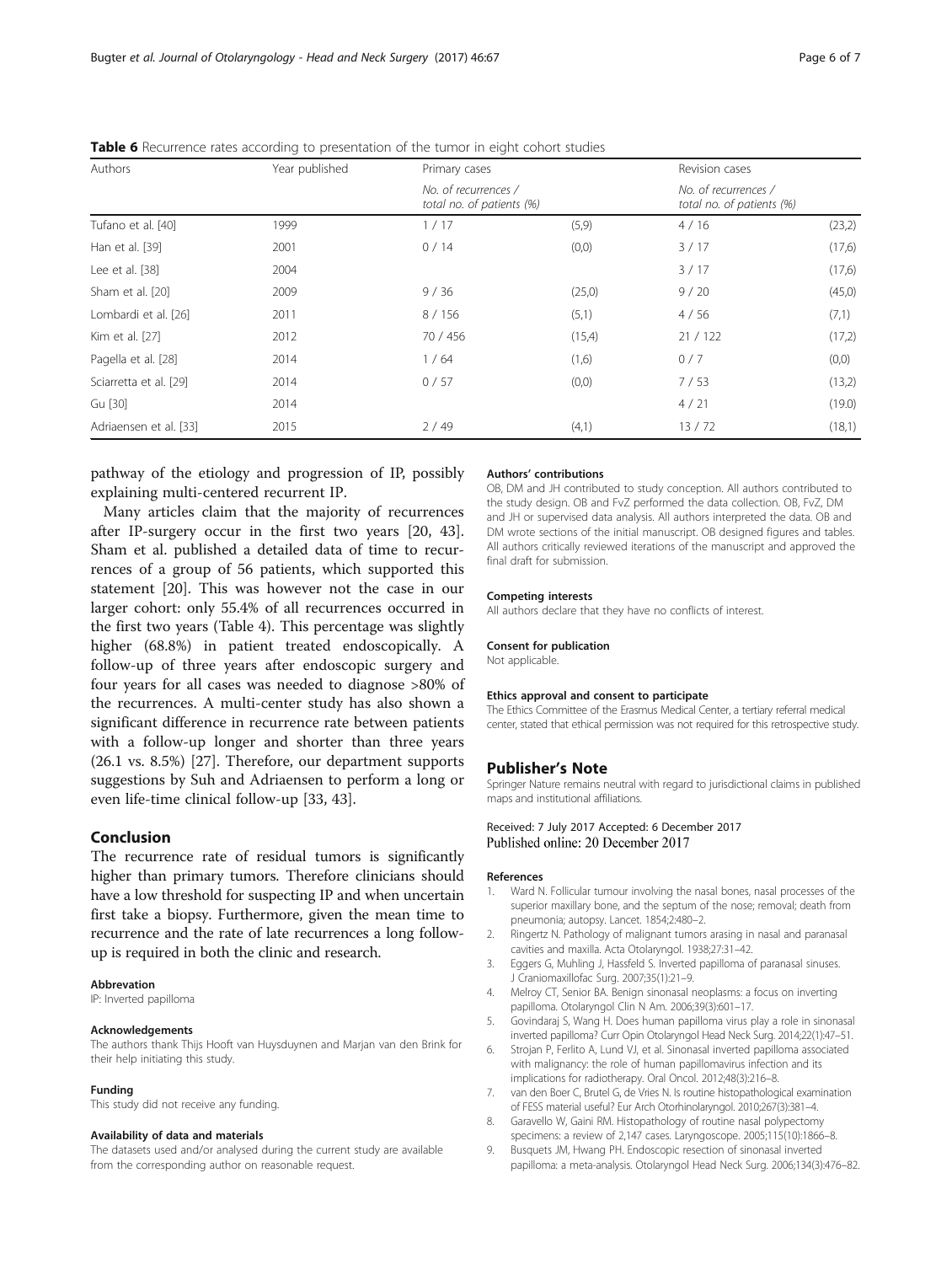**Table 6** Recurrence rates according to presentation of the tumor in eight cohort studies

| Authors | Year published | Primary cases | | Revision cases | |
|---|---|---|---|---|---|
| | | *No. of recurrences / total no. of patients (%)* | | *No. of recurrences / total no. of patients (%)* | |
| Tufano et al. [40] | 1999 | 1 / 17 | (5,9) | 4 / 16 | (23,2) |
| Han et al. [39] | 2001 | 0 / 14 | (0,0) | 3 / 17 | (17,6) |
| Lee et al. [38] | 2004 | | | 3 / 17 | (17,6) |
| Sham et al. [20] | 2009 | 9 / 36 | (25,0) | 9 / 20 | (45,0) |
| Lombardi et al. [26] | 2011 | 8 / 156 | (5,1) | 4 / 56 | (7,1) |
| Kim et al. [27] | 2012 | 70 / 456 | (15,4) | 21 / 122 | (17,2) |
| Pagella et al. [28] | 2014 | 1 / 64 | (1,6) | 0 / 7 | (0,0) |
| Sciarretta et al. [29] | 2014 | 0 / 57 | (0,0) | 7 / 53 | (13,2) |
| Gu [30] | 2014 | | | 4 / 21 | (19.0) |
| Adriaensen et al. [33] | 2015 | 2 / 49 | (4,1) | 13 / 72 | (18,1) |

pathway of the etiology and progression of IP, possibly explaining multi-centered recurrent IP.

Many articles claim that the majority of recurrences after IP-surgery occur in the first two years [20, 43]. Sham et al. published a detailed data of time to recurrences of a group of 56 patients, which supported this statement [20]. This was however not the case in our larger cohort: only 55.4% of all recurrences occurred in the first two years (Table 4). This percentage was slightly higher (68.8%) in patient treated endoscopically. A follow-up of three years after endoscopic surgery and four years for all cases was needed to diagnose >80% of the recurrences. A multi-center study has also shown a significant difference in recurrence rate between patients with a follow-up longer and shorter than three years (26.1 vs. 8.5%) [27]. Therefore, our department supports suggestions by Suh and Adriaensen to perform a long or even life-time clinical follow-up [33, 43].

## Conclusion

The recurrence rate of residual tumors is significantly higher than primary tumors. Therefore clinicians should have a low threshold for suspecting IP and when uncertain first take a biopsy. Furthermore, given the mean time to recurrence and the rate of late recurrences a long follow-up is required in both the clinic and research.

#### Abbrevation

IP: Inverted papilloma

#### Acknowledgements

The authors thank Thijs Hooft van Huysduynen and Marjan van den Brink for their help initiating this study.

#### Funding

This study did not receive any funding.

#### Availability of data and materials

The datasets used and/or analysed during the current study are available from the corresponding author on reasonable request.

#### Authors' contributions

OB, DM and JH contributed to study conception. All authors contributed to the study design. OB and FvZ performed the data collection. OB, FvZ, DM and JH or supervised data analysis. All authors interpreted the data. OB and DM wrote sections of the initial manuscript. OB designed figures and tables. All authors critically reviewed iterations of the manuscript and approved the final draft for submission.

#### Competing interests

All authors declare that they have no conflicts of interest.

#### Consent for publication

Not applicable.

#### Ethics approval and consent to participate

The Ethics Committee of the Erasmus Medical Center, a tertiary referral medical center, stated that ethical permission was not required for this retrospective study.

## Publisher's Note

Springer Nature remains neutral with regard to jurisdictional claims in published maps and institutional affiliations.

Received: 7 July 2017 Accepted: 6 December 2017
Published online: 20 December 2017

#### References

1. Ward N. Follicular tumour involving the nasal bones, nasal processes of the superior maxillary bone, and the septum of the nose; removal; death from pneumonia; autopsy. Lancet. 1854;2:480–2.
2. Ringertz N. Pathology of malignant tumors arasing in nasal and paranasal cavities and maxilla. Acta Otolaryngol. 1938;27:31–42.
3. Eggers G, Muhling J, Hassfeld S. Inverted papilloma of paranasal sinuses. J Craniomaxillofac Surg. 2007;35(1):21–9.
4. Melroy CT, Senior BA. Benign sinonasal neoplasms: a focus on inverting papilloma. Otolaryngol Clin N Am. 2006;39(3):601–17.
5. Govindaraj S, Wang H. Does human papilloma virus play a role in sinonasal inverted papilloma? Curr Opin Otolaryngol Head Neck Surg. 2014;22(1):47–51.
6. Strojan P, Ferlito A, Lund VJ, et al. Sinonasal inverted papilloma associated with malignancy: the role of human papillomavirus infection and its implications for radiotherapy. Oral Oncol. 2012;48(3):216–8.
7. van den Boer C, Brutel G, de Vries N. Is routine histopathological examination of FESS material useful? Eur Arch Otorhinolaryngol. 2010;267(3):381–4.
8. Garavello W, Gaini RM. Histopathology of routine nasal polypectomy specimens: a review of 2,147 cases. Laryngoscope. 2005;115(10):1866–8.
9. Busquets JM, Hwang PH. Endoscopic resection of sinonasal inverted papilloma: a meta-analysis. Otolaryngol Head Neck Surg. 2006;134(3):476–82.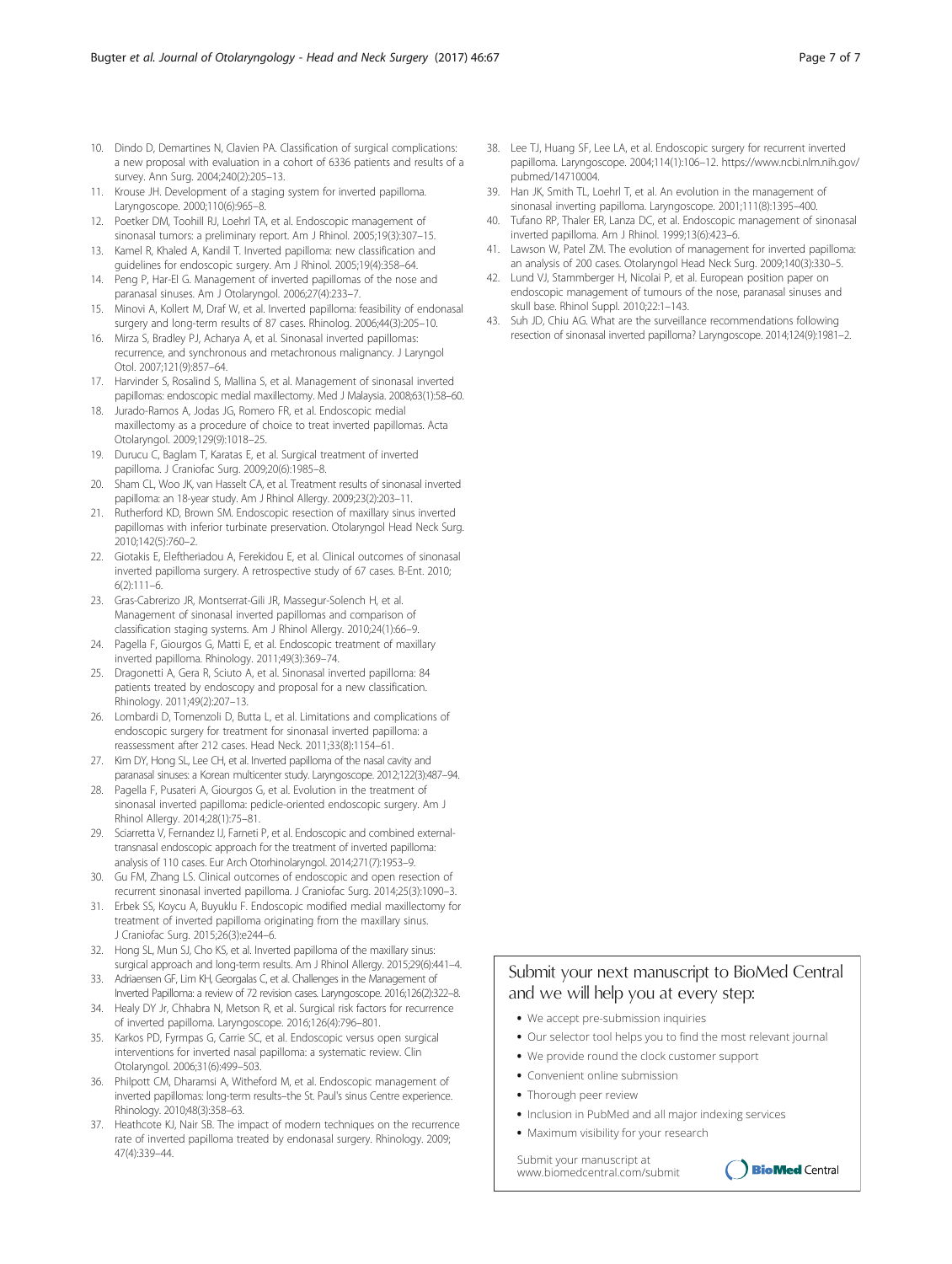10. Dindo D, Demartines N, Clavien PA. Classification of surgical complications: a new proposal with evaluation in a cohort of 6336 patients and results of a survey. Ann Surg. 2004;240(2):205–13.
11. Krouse JH. Development of a staging system for inverted papilloma. Laryngoscope. 2000;110(6):965–8.
12. Poetker DM, Toohill RJ, Loehrl TA, et al. Endoscopic management of sinonasal tumors: a preliminary report. Am J Rhinol. 2005;19(3):307–15.
13. Kamel R, Khaled A, Kandil T. Inverted papilloma: new classification and guidelines for endoscopic surgery. Am J Rhinol. 2005;19(4):358–64.
14. Peng P, Har-El G. Management of inverted papillomas of the nose and paranasal sinuses. Am J Otolaryngol. 2006;27(4):233–7.
15. Minovi A, Kollert M, Draf W, et al. Inverted papilloma: feasibility of endonasal surgery and long-term results of 87 cases. Rhinolog. 2006;44(3):205–10.
16. Mirza S, Bradley PJ, Acharya A, et al. Sinonasal inverted papillomas: recurrence, and synchronous and metachronous malignancy. J Laryngol Otol. 2007;121(9):857–64.
17. Harvinder S, Rosalind S, Mallina S, et al. Management of sinonasal inverted papillomas: endoscopic medial maxillectomy. Med J Malaysia. 2008;63(1):58–60.
18. Jurado-Ramos A, Jodas JG, Romero FR, et al. Endoscopic medial maxillectomy as a procedure of choice to treat inverted papillomas. Acta Otolaryngol. 2009;129(9):1018–25.
19. Durucu C, Baglam T, Karatas E, et al. Surgical treatment of inverted papilloma. J Craniofac Surg. 2009;20(6):1985–8.
20. Sham CL, Woo JK, van Hasselt CA, et al. Treatment results of sinonasal inverted papilloma: an 18-year study. Am J Rhinol Allergy. 2009;23(2):203–11.
21. Rutherford KD, Brown SM. Endoscopic resection of maxillary sinus inverted papillomas with inferior turbinate preservation. Otolaryngol Head Neck Surg. 2010;142(5):760–2.
22. Giotakis E, Eleftheriadou A, Ferekidou E, et al. Clinical outcomes of sinonasal inverted papilloma surgery. A retrospective study of 67 cases. B-Ent. 2010; 6(2):111–6.
23. Gras-Cabrerizo JR, Montserrat-Gili JR, Massegur-Solench H, et al. Management of sinonasal inverted papillomas and comparison of classification staging systems. Am J Rhinol Allergy. 2010;24(1):66–9.
24. Pagella F, Giourgos G, Matti E, et al. Endoscopic treatment of maxillary inverted papilloma. Rhinology. 2011;49(3):369–74.
25. Dragonetti A, Gera R, Sciuto A, et al. Sinonasal inverted papilloma: 84 patients treated by endoscopy and proposal for a new classification. Rhinology. 2011;49(2):207–13.
26. Lombardi D, Tomenzoli D, Butta L, et al. Limitations and complications of endoscopic surgery for treatment for sinonasal inverted papilloma: a reassessment after 212 cases. Head Neck. 2011;33(8):1154–61.
27. Kim DY, Hong SL, Lee CH, et al. Inverted papilloma of the nasal cavity and paranasal sinuses: a Korean multicenter study. Laryngoscope. 2012;122(3):487–94.
28. Pagella F, Pusateri A, Giourgos G, et al. Evolution in the treatment of sinonasal inverted papilloma: pedicle-oriented endoscopic surgery. Am J Rhinol Allergy. 2014;28(1):75–81.
29. Sciarretta V, Fernandez IJ, Farneti P, et al. Endoscopic and combined external-transnasal endoscopic approach for the treatment of inverted papilloma: analysis of 110 cases. Eur Arch Otorhinolaryngol. 2014;271(7):1953–9.
30. Gu FM, Zhang LS. Clinical outcomes of endoscopic and open resection of recurrent sinonasal inverted papilloma. J Craniofac Surg. 2014;25(3):1090–3.
31. Erbek SS, Koycu A, Buyuklu F. Endoscopic modified medial maxillectomy for treatment of inverted papilloma originating from the maxillary sinus. J Craniofac Surg. 2015;26(3):e244–6.
32. Hong SL, Mun SJ, Cho KS, et al. Inverted papilloma of the maxillary sinus: surgical approach and long-term results. Am J Rhinol Allergy. 2015;29(6):441–4.
33. Adriaensen GF, Lim KH, Georgalas C, et al. Challenges in the Management of Inverted Papilloma: a review of 72 revision cases. Laryngoscope. 2016;126(2):322–8.
34. Healy DY Jr, Chhabra N, Metson R, et al. Surgical risk factors for recurrence of inverted papilloma. Laryngoscope. 2016;126(4):796–801.
35. Karkos PD, Fyrmpas G, Carrie SC, et al. Endoscopic versus open surgical interventions for inverted nasal papilloma: a systematic review. Clin Otolaryngol. 2006;31(6):499–503.
36. Philpott CM, Dharamsi A, Witheford M, et al. Endoscopic management of inverted papillomas: long-term results–the St. Paul's sinus Centre experience. Rhinology. 2010;48(3):358–63.
37. Heathcote KJ, Nair SB. The impact of modern techniques on the recurrence rate of inverted papilloma treated by endonasal surgery. Rhinology. 2009; 47(4):339–44.
38. Lee TJ, Huang SF, Lee LA, et al. Endoscopic surgery for recurrent inverted papilloma. Laryngoscope. 2004;114(1):106–12. https://www.ncbi.nlm.nih.gov/pubmed/14710004.
39. Han JK, Smith TL, Loehrl T, et al. An evolution in the management of sinonasal inverting papilloma. Laryngoscope. 2001;111(8):1395–400.
40. Tufano RP, Thaler ER, Lanza DC, et al. Endoscopic management of sinonasal inverted papilloma. Am J Rhinol. 1999;13(6):423–6.
41. Lawson W, Patel ZM. The evolution of management for inverted papilloma: an analysis of 200 cases. Otolaryngol Head Neck Surg. 2009;140(3):330–5.
42. Lund VJ, Stammberger H, Nicolai P, et al. European position paper on endoscopic management of tumours of the nose, paranasal sinuses and skull base. Rhinol Suppl. 2010;22:1–143.
43. Suh JD, Chiu AG. What are the surveillance recommendations following resection of sinonasal inverted papilloma? Laryngoscope. 2014;124(9):1981–2.

Submit your next manuscript to BioMed Central and we will help you at every step:

- We accept pre-submission inquiries
- Our selector tool helps you to find the most relevant journal
- We provide round the clock customer support
- Convenient online submission
- Thorough peer review
- Inclusion in PubMed and all major indexing services
- Maximum visibility for your research

Submit your manuscript at www.biomedcentral.com/submit

BioMed Central